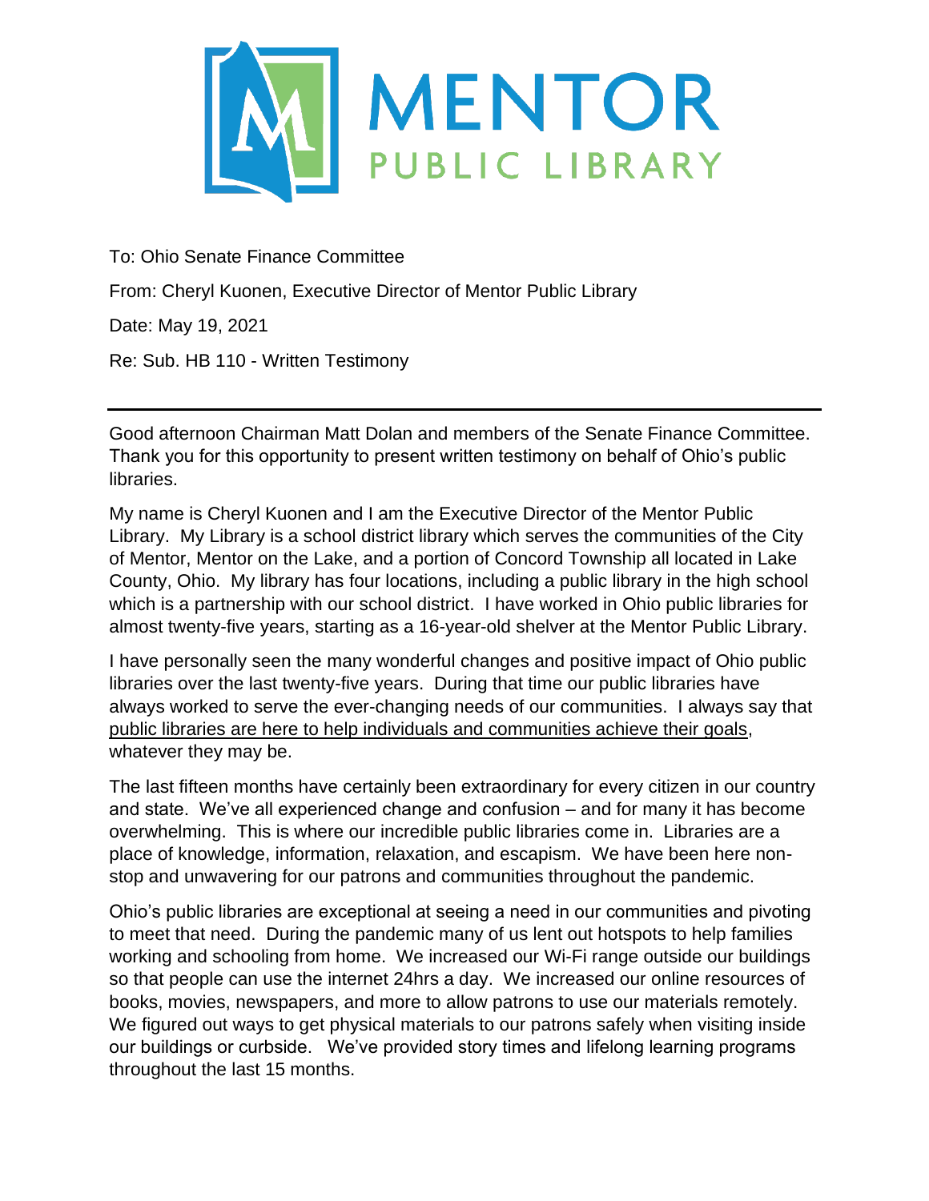# MENTOR PUBLIC LIBRARY

To: Ohio Senate Finance Committee

From: Cheryl Kuonen, Executive Director of Mentor Public Library

Date: May 19, 2021

Re: Sub. HB 110 - Written Testimony

---

Good afternoon Chairman Matt Dolan and members of the Senate Finance Committee. Thank you for this opportunity to present written testimony on behalf of Ohio's public libraries.

My name is Cheryl Kuonen and I am the Executive Director of the Mentor Public Library. My Library is a school district library which serves the communities of the City of Mentor, Mentor on the Lake, and a portion of Concord Township all located in Lake County, Ohio. My library has four locations, including a public library in the high school which is a partnership with our school district. I have worked in Ohio public libraries for almost twenty-five years, starting as a 16-year-old shelver at the Mentor Public Library.

I have personally seen the many wonderful changes and positive impact of Ohio public libraries over the last twenty-five years. During that time our public libraries have always worked to serve the ever-changing needs of our communities. I always say that <u>public libraries are here to help individuals and communities achieve their goals</u>, whatever they may be.

The last fifteen months have certainly been extraordinary for every citizen in our country and state. We've all experienced change and confusion – and for many it has become overwhelming. This is where our incredible public libraries come in. Libraries are a place of knowledge, information, relaxation, and escapism. We have been here non-stop and unwavering for our patrons and communities throughout the pandemic.

Ohio's public libraries are exceptional at seeing a need in our communities and pivoting to meet that need. During the pandemic many of us lent out hotspots to help families working and schooling from home. We increased our Wi-Fi range outside our buildings so that people can use the internet 24hrs a day. We increased our online resources of books, movies, newspapers, and more to allow patrons to use our materials remotely. We figured out ways to get physical materials to our patrons safely when visiting inside our buildings or curbside. We've provided story times and lifelong learning programs throughout the last 15 months.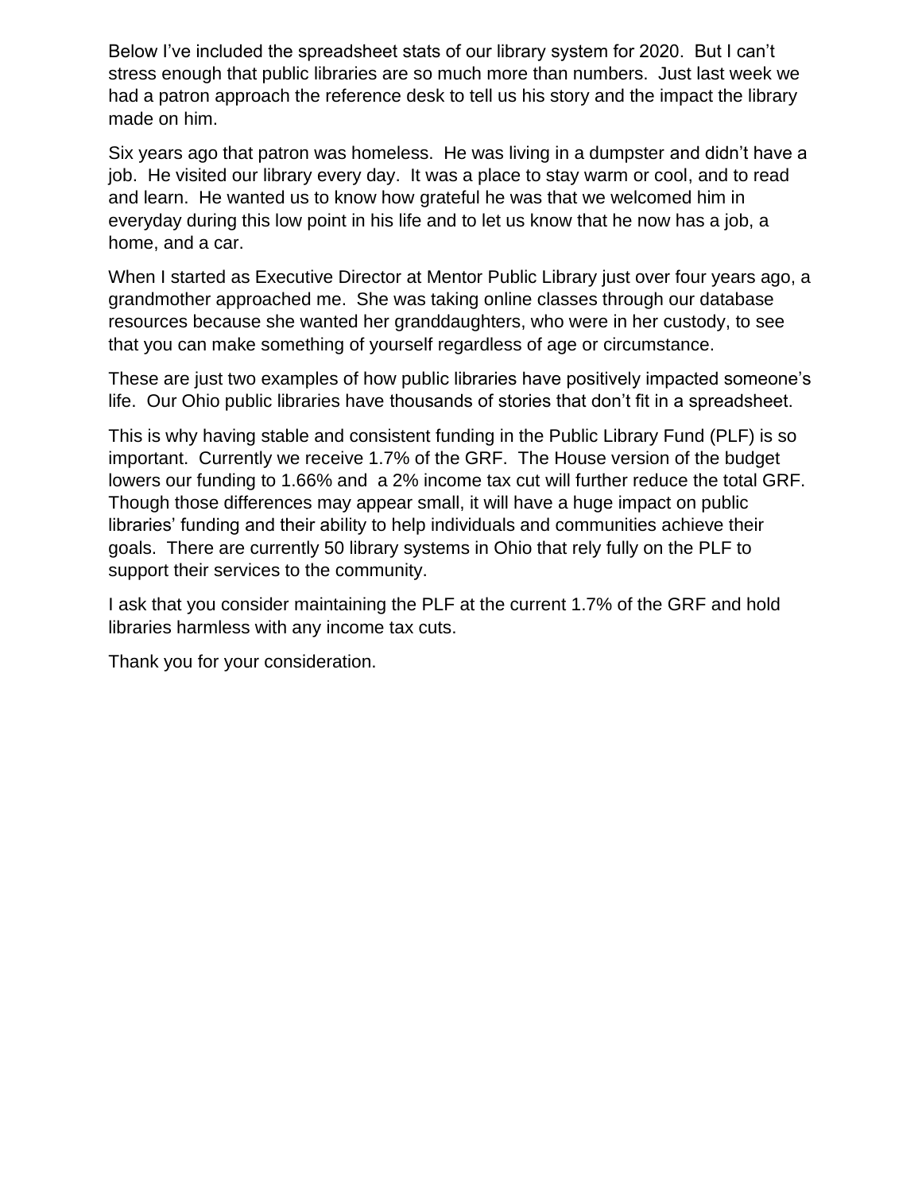Below I've included the spreadsheet stats of our library system for 2020. But I can't stress enough that public libraries are so much more than numbers. Just last week we had a patron approach the reference desk to tell us his story and the impact the library made on him.

Six years ago that patron was homeless. He was living in a dumpster and didn't have a job. He visited our library every day. It was a place to stay warm or cool, and to read and learn. He wanted us to know how grateful he was that we welcomed him in everyday during this low point in his life and to let us know that he now has a job, a home, and a car.

When I started as Executive Director at Mentor Public Library just over four years ago, a grandmother approached me. She was taking online classes through our database resources because she wanted her granddaughters, who were in her custody, to see that you can make something of yourself regardless of age or circumstance.

These are just two examples of how public libraries have positively impacted someone's life. Our Ohio public libraries have thousands of stories that don't fit in a spreadsheet.

This is why having stable and consistent funding in the Public Library Fund (PLF) is so important. Currently we receive 1.7% of the GRF. The House version of the budget lowers our funding to 1.66% and a 2% income tax cut will further reduce the total GRF. Though those differences may appear small, it will have a huge impact on public libraries' funding and their ability to help individuals and communities achieve their goals. There are currently 50 library systems in Ohio that rely fully on the PLF to support their services to the community.

I ask that you consider maintaining the PLF at the current 1.7% of the GRF and hold libraries harmless with any income tax cuts.

Thank you for your consideration.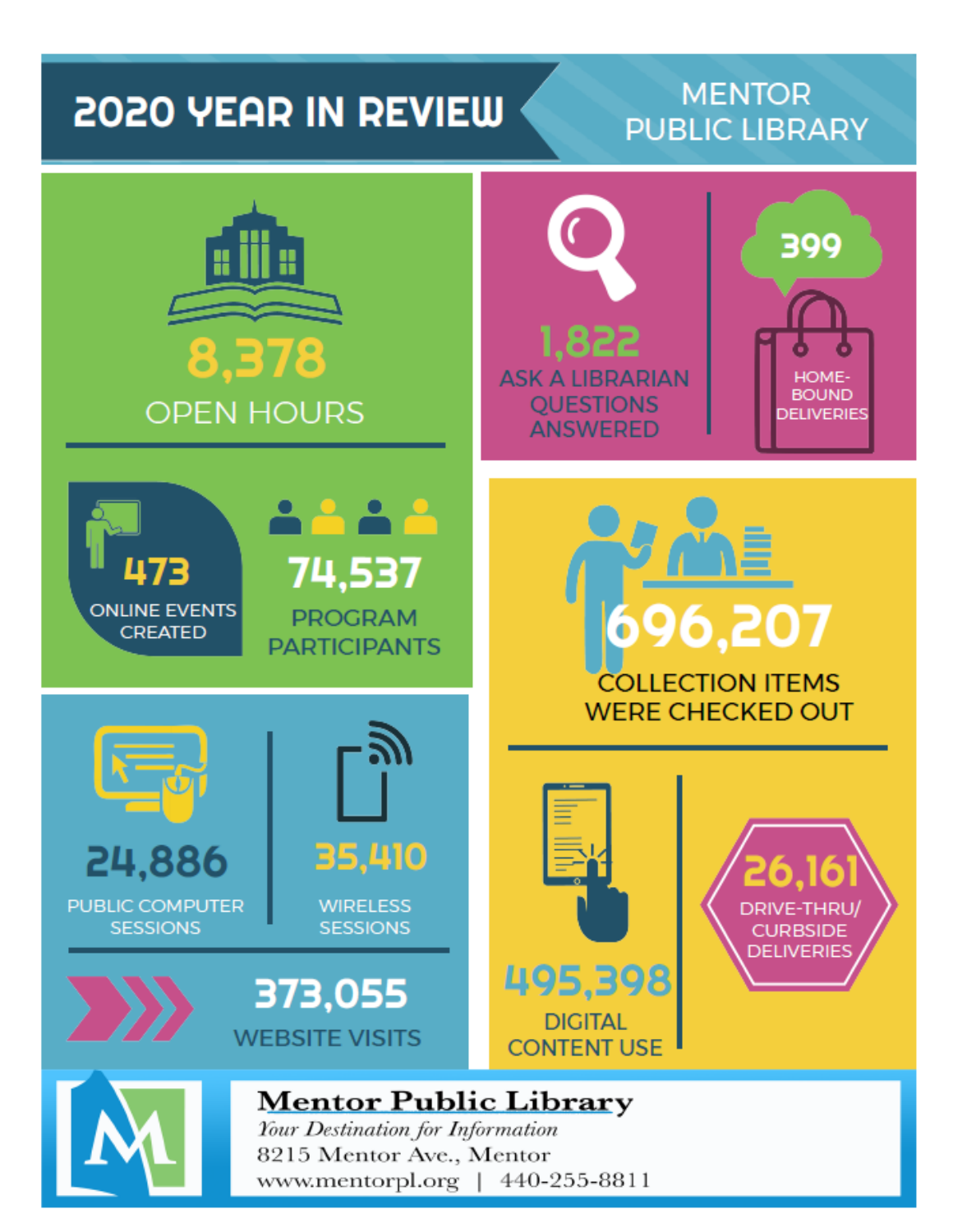# 2020 YEAR IN REVIEW

## MENTOR PUBLIC LIBRARY

**8,378**
OPEN HOURS

**1,822**
ASK A LIBRARIAN QUESTIONS ANSWERED

**399**
HOME-BOUND DELIVERIES

**473**
ONLINE EVENTS CREATED

**74,537**
PROGRAM PARTICIPANTS

**696,207**
COLLECTION ITEMS WERE CHECKED OUT

**24,886**
PUBLIC COMPUTER SESSIONS

**35,410**
WIRELESS SESSIONS

**373,055**
WEBSITE VISITS

**495,398**
DIGITAL CONTENT USE

**26,161**
DRIVE-THRU/ CURBSIDE DELIVERIES

**Mentor Public Library**
*Your Destination for Information*
8215 Mentor Ave., Mentor
www.mentorpl.org | 440-255-8811